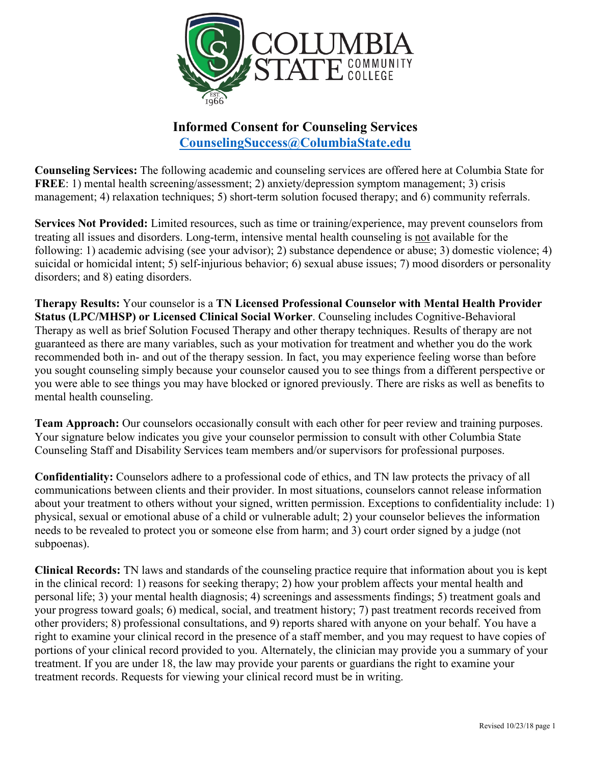# Informed Consent for Counseling Services

CounselingSuccess@ColumbiaState.edu

**Counseling Services:** The following academic and counseling services are offered here at Columbia State for **FREE**: 1) mental health screening/assessment; 2) anxiety/depression symptom management; 3) crisis management; 4) relaxation techniques; 5) short-term solution focused therapy; and 6) community referrals.

**Services Not Provided:** Limited resources, such as time or training/experience, may prevent counselors from treating all issues and disorders. Long-term, intensive mental health counseling is not available for the following: 1) academic advising (see your advisor); 2) substance dependence or abuse; 3) domestic violence; 4) suicidal or homicidal intent; 5) self-injurious behavior; 6) sexual abuse issues; 7) mood disorders or personality disorders; and 8) eating disorders.

**Therapy Results:** Your counselor is a **TN Licensed Professional Counselor with Mental Health Provider Status (LPC/MHSP) or Licensed Clinical Social Worker**. Counseling includes Cognitive-Behavioral Therapy as well as brief Solution Focused Therapy and other therapy techniques. Results of therapy are not guaranteed as there are many variables, such as your motivation for treatment and whether you do the work recommended both in- and out of the therapy session. In fact, you may experience feeling worse than before you sought counseling simply because your counselor caused you to see things from a different perspective or you were able to see things you may have blocked or ignored previously. There are risks as well as benefits to mental health counseling.

**Team Approach:** Our counselors occasionally consult with each other for peer review and training purposes. Your signature below indicates you give your counselor permission to consult with other Columbia State Counseling Staff and Disability Services team members and/or supervisors for professional purposes.

**Confidentiality:** Counselors adhere to a professional code of ethics, and TN law protects the privacy of all communications between clients and their provider. In most situations, counselors cannot release information about your treatment to others without your signed, written permission. Exceptions to confidentiality include: 1) physical, sexual or emotional abuse of a child or vulnerable adult; 2) your counselor believes the information needs to be revealed to protect you or someone else from harm; and 3) court order signed by a judge (not subpoenas).

**Clinical Records:** TN laws and standards of the counseling practice require that information about you is kept in the clinical record: 1) reasons for seeking therapy; 2) how your problem affects your mental health and personal life; 3) your mental health diagnosis; 4) screenings and assessments findings; 5) treatment goals and your progress toward goals; 6) medical, social, and treatment history; 7) past treatment records received from other providers; 8) professional consultations, and 9) reports shared with anyone on your behalf. You have a right to examine your clinical record in the presence of a staff member, and you may request to have copies of portions of your clinical record provided to you. Alternately, the clinician may provide you a summary of your treatment. If you are under 18, the law may provide your parents or guardians the right to examine your treatment records. Requests for viewing your clinical record must be in writing.

Revised 10/23/18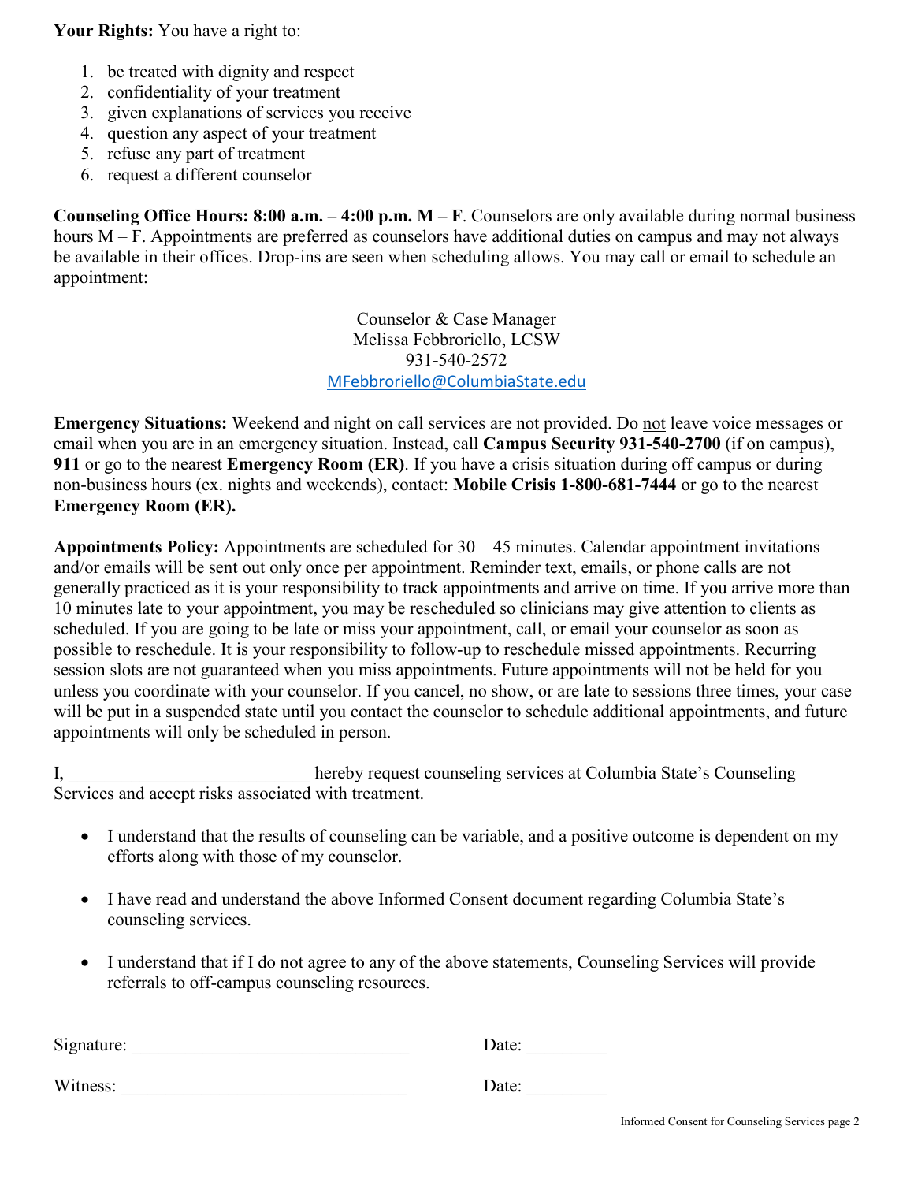**Your Rights:** You have a right to:

1. be treated with dignity and respect
2. confidentiality of your treatment
3. given explanations of services you receive
4. question any aspect of your treatment
5. refuse any part of treatment
6. request a different counselor

**Counseling Office Hours: 8:00 a.m. – 4:00 p.m. M – F**. Counselors are only available during normal business hours M – F. Appointments are preferred as counselors have additional duties on campus and may not always be available in their offices. Drop-ins are seen when scheduling allows. You may call or email to schedule an appointment:

Counselor & Case Manager
Melissa Febbroriello, LCSW
931-540-2572
MFebbroriello@ColumbiaState.edu

**Emergency Situations:** Weekend and night on call services are not provided. Do not leave voice messages or email when you are in an emergency situation. Instead, call **Campus Security 931-540-2700** (if on campus), **911** or go to the nearest **Emergency Room (ER)**. If you have a crisis situation during off campus or during non-business hours (ex. nights and weekends), contact: **Mobile Crisis 1-800-681-7444** or go to the nearest **Emergency Room (ER).**

**Appointments Policy:** Appointments are scheduled for 30 – 45 minutes. Calendar appointment invitations and/or emails will be sent out only once per appointment. Reminder text, emails, or phone calls are not generally practiced as it is your responsibility to track appointments and arrive on time. If you arrive more than 10 minutes late to your appointment, you may be rescheduled so clinicians may give attention to clients as scheduled. If you are going to be late or miss your appointment, call, or email your counselor as soon as possible to reschedule. It is your responsibility to follow-up to reschedule missed appointments. Recurring session slots are not guaranteed when you miss appointments. Future appointments will not be held for you unless you coordinate with your counselor. If you cancel, no show, or are late to sessions three times, your case will be put in a suspended state until you contact the counselor to schedule additional appointments, and future appointments will only be scheduled in person.

I, ___________________________ hereby request counseling services at Columbia State's Counseling Services and accept risks associated with treatment.

- I understand that the results of counseling can be variable, and a positive outcome is dependent on my efforts along with those of my counselor.
- I have read and understand the above Informed Consent document regarding Columbia State's counseling services.
- I understand that if I do not agree to any of the above statements, Counseling Services will provide referrals to off-campus counseling resources.

Signature: _______________________________ Date: _________

Witness: ________________________________ Date: _________